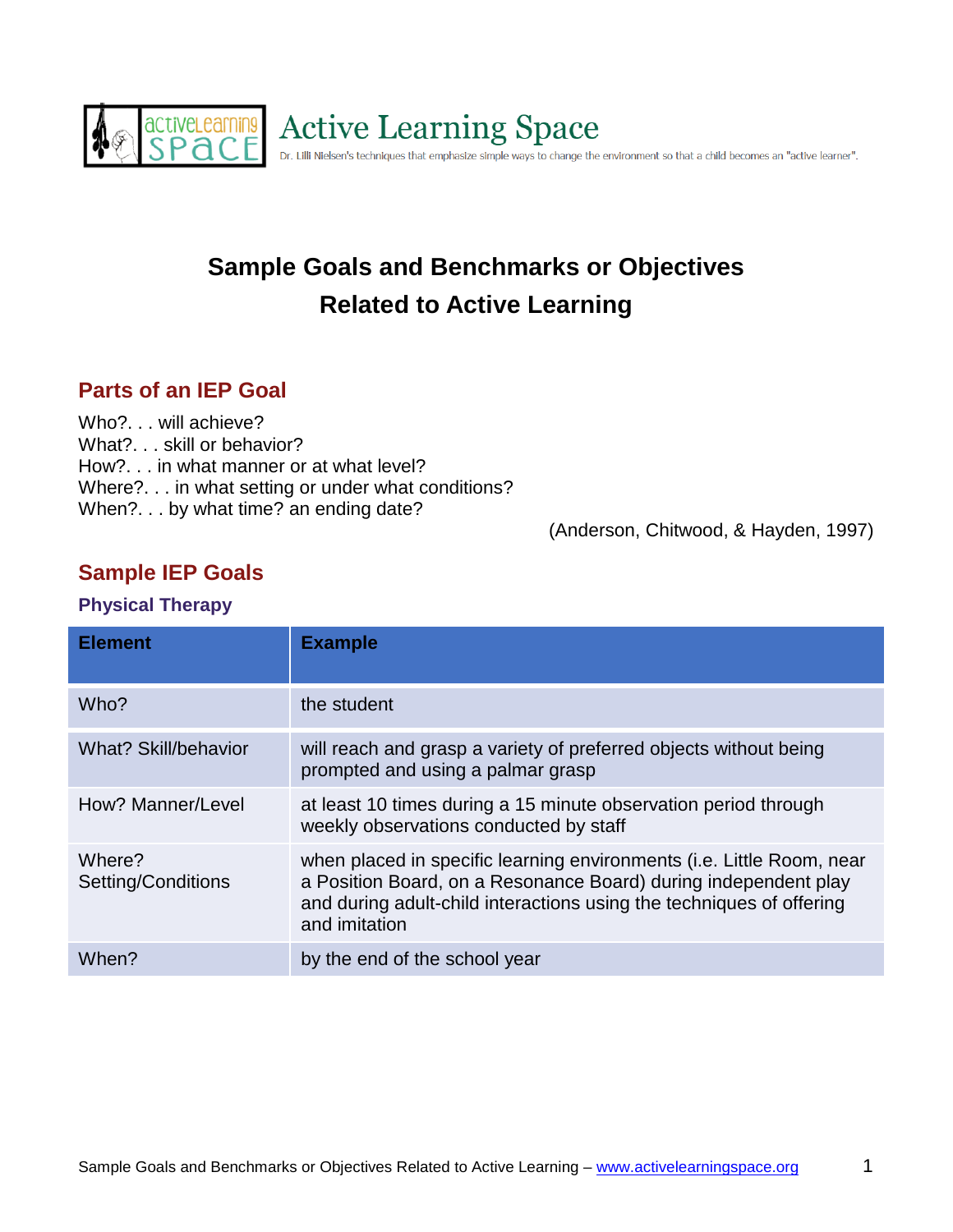Active Learning Space

Dr. Lilli Nielsen's techniques that emphasize simple ways to change the environment so that a child becomes an "active learner".

# Sample Goals and Benchmarks or Objectives Related to Active Learning

## Parts of an IEP Goal

Who?. . . will achieve?
What?. . . skill or behavior?
How?. . . in what manner or at what level?
Where?. . . in what setting or under what conditions?
When?. . . by what time? an ending date?

(Anderson, Chitwood, & Hayden, 1997)

## Sample IEP Goals

### Physical Therapy

| Element | Example |
|---|---|
| Who? | the student |
| What? Skill/behavior | will reach and grasp a variety of preferred objects without being prompted and using a palmar grasp |
| How? Manner/Level | at least 10 times during a 15 minute observation period through weekly observations conducted by staff |
| Where? Setting/Conditions | when placed in specific learning environments (i.e. Little Room, near a Position Board, on a Resonance Board) during independent play and during adult-child interactions using the techniques of offering and imitation |
| When? | by the end of the school year |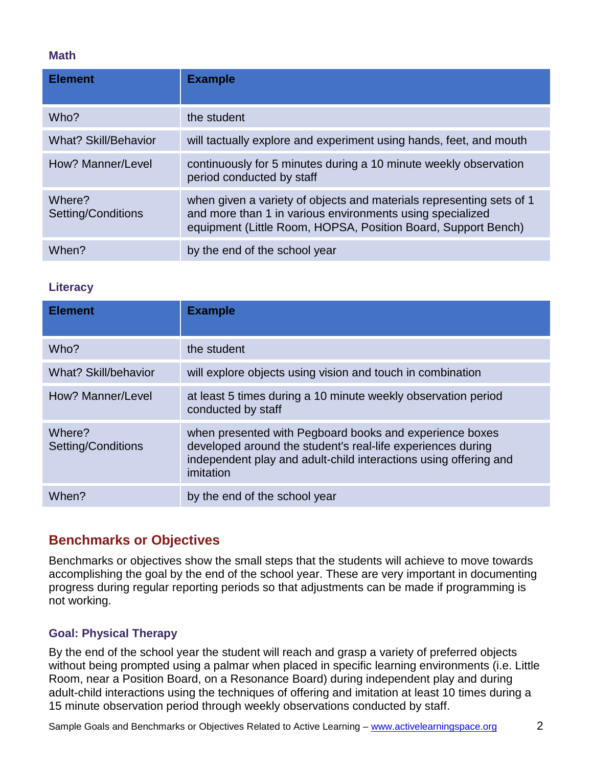### Math

| Element | Example |
|---|---|
| Who? | the student |
| What? Skill/Behavior | will tactually explore and experiment using hands, feet, and mouth |
| How? Manner/Level | continuously for 5 minutes during a 10 minute weekly observation period conducted by staff |
| Where? Setting/Conditions | when given a variety of objects and materials representing sets of 1 and more than 1 in various environments using specialized equipment (Little Room, HOPSA, Position Board, Support Bench) |
| When? | by the end of the school year |

### Literacy

| Element | Example |
|---|---|
| Who? | the student |
| What? Skill/behavior | will explore objects using vision and touch in combination |
| How? Manner/Level | at least 5 times during a 10 minute weekly observation period conducted by staff |
| Where? Setting/Conditions | when presented with Pegboard books and experience boxes developed around the student's real-life experiences during independent play and adult-child interactions using offering and imitation |
| When? | by the end of the school year |

## Benchmarks or Objectives

Benchmarks or objectives show the small steps that the students will achieve to move towards accomplishing the goal by the end of the school year. These are very important in documenting progress during regular reporting periods so that adjustments can be made if programming is not working.

### Goal: Physical Therapy

By the end of the school year the student will reach and grasp a variety of preferred objects without being prompted using a palmar when placed in specific learning environments (i.e. Little Room, near a Position Board, on a Resonance Board) during independent play and during adult-child interactions using the techniques of offering and imitation at least 10 times during a 15 minute observation period through weekly observations conducted by staff.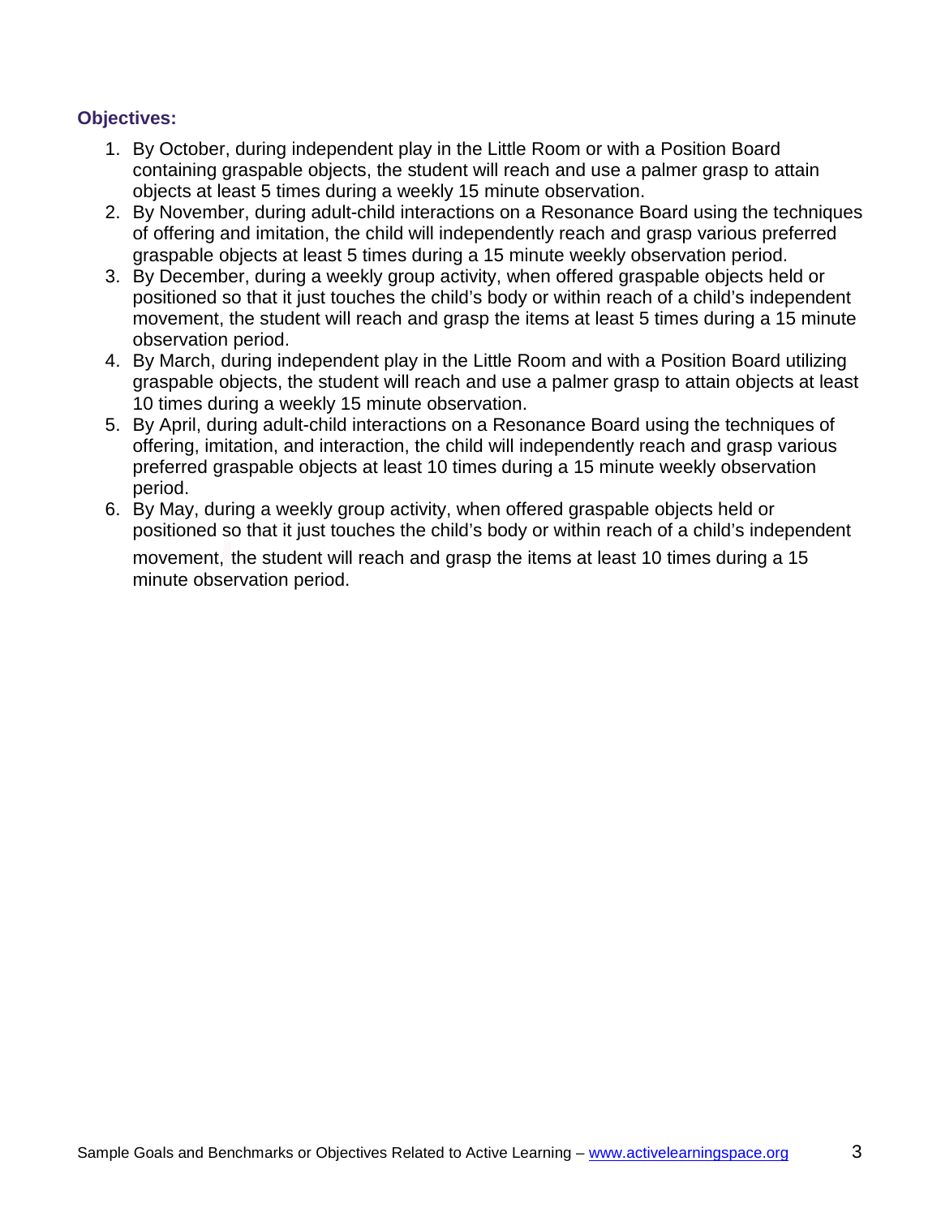### Objectives:

1. By October, during independent play in the Little Room or with a Position Board containing graspable objects, the student will reach and use a palmer grasp to attain objects at least 5 times during a weekly 15 minute observation.
2. By November, during adult-child interactions on a Resonance Board using the techniques of offering and imitation, the child will independently reach and grasp various preferred graspable objects at least 5 times during a 15 minute weekly observation period.
3. By December, during a weekly group activity, when offered graspable objects held or positioned so that it just touches the child's body or within reach of a child's independent movement, the student will reach and grasp the items at least 5 times during a 15 minute observation period.
4. By March, during independent play in the Little Room and with a Position Board utilizing graspable objects, the student will reach and use a palmer grasp to attain objects at least 10 times during a weekly 15 minute observation.
5. By April, during adult-child interactions on a Resonance Board using the techniques of offering, imitation, and interaction, the child will independently reach and grasp various preferred graspable objects at least 10 times during a 15 minute weekly observation period.
6. By May, during a weekly group activity, when offered graspable objects held or positioned so that it just touches the child's body or within reach of a child's independent movement, the student will reach and grasp the items at least 10 times during a 15 minute observation period.